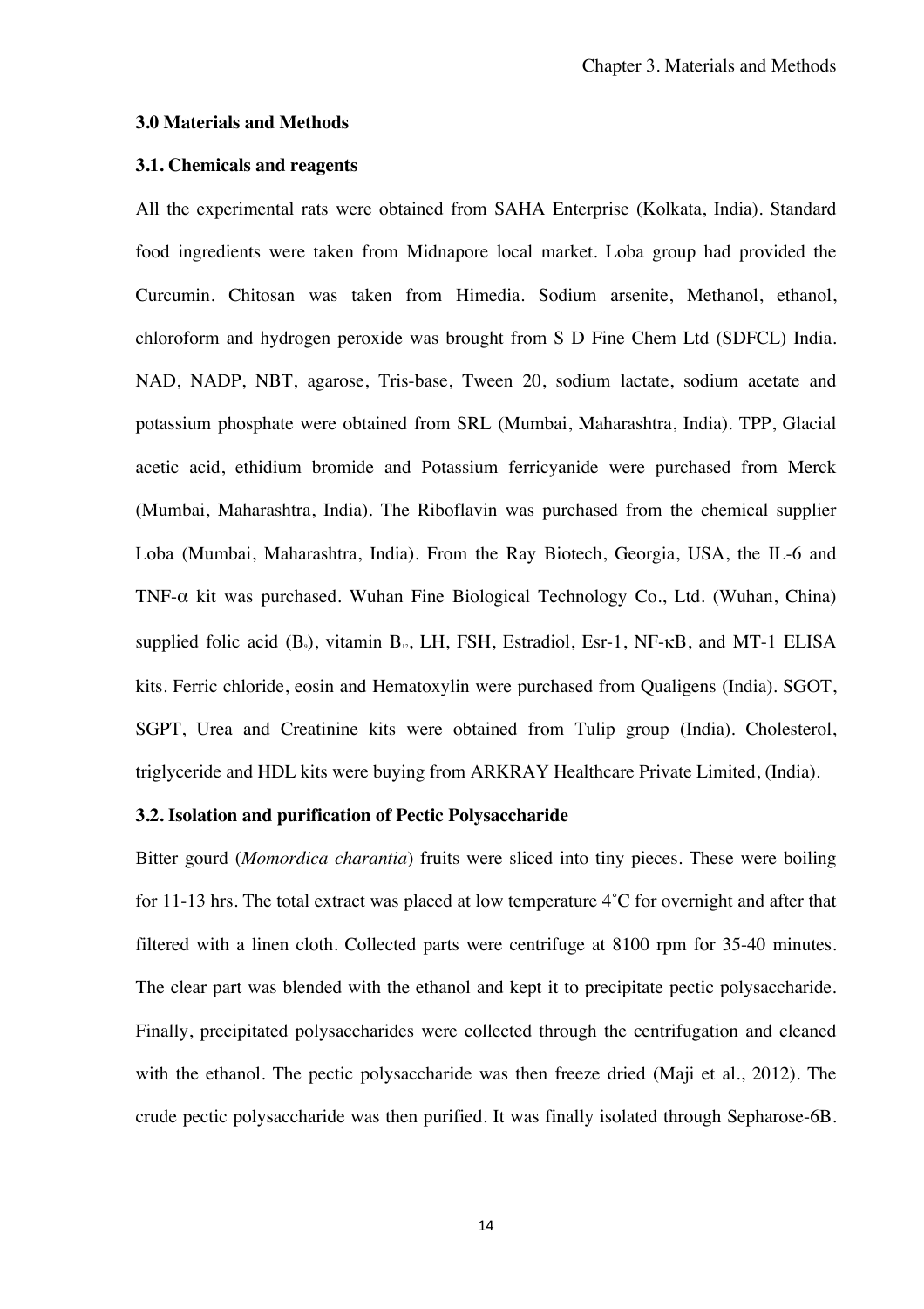### 3.0 Materials and Methods

### 3.1. Chemicals and reagents

All the experimental rats were obtained from SAHA Enterprise (Kolkata, India). Standard food ingredients were taken from Midnapore local market. Loba group had provided the Curcumin. Chitosan was taken from Himedia. Sodium arsenite, Methanol, ethanol, chloroform and hydrogen peroxide was brought from S D Fine Chem Ltd (SDFCL) India. NAD, NADP, NBT, agarose, Tris-base, Tween 20, sodium lactate, sodium acetate and potassium phosphate were obtained from SRL (Mumbai, Maharashtra, India). TPP, Glacial acetic acid, ethidium bromide and Potassium ferricyanide were purchased from Merck (Mumbai, Maharashtra, India). The Riboflavin was purchased from the chemical supplier Loba (Mumbai, Maharashtra, India). From the Ray Biotech, Georgia, USA, the IL-6 and TNF-$\alpha$ kit was purchased. Wuhan Fine Biological Technology Co., Ltd. (Wuhan, China) supplied folic acid ($B_9$), vitamin $B_{12}$, LH, FSH, Estradiol, Esr-1, NF-$\kappa$B, and MT-1 ELISA kits. Ferric chloride, eosin and Hematoxylin were purchased from Qualigens (India). SGOT, SGPT, Urea and Creatinine kits were obtained from Tulip group (India). Cholesterol, triglyceride and HDL kits were buying from ARKRAY Healthcare Private Limited, (India).

### 3.2. Isolation and purification of Pectic Polysaccharide

Bitter gourd (*Momordica charantia*) fruits were sliced into tiny pieces. These were boiling for 11-13 hrs. The total extract was placed at low temperature 4˚C for overnight and after that filtered with a linen cloth. Collected parts were centrifuge at 8100 rpm for 35-40 minutes. The clear part was blended with the ethanol and kept it to precipitate pectic polysaccharide. Finally, precipitated polysaccharides were collected through the centrifugation and cleaned with the ethanol. The pectic polysaccharide was then freeze dried (Maji et al., 2012). The crude pectic polysaccharide was then purified. It was finally isolated through Sepharose-6B.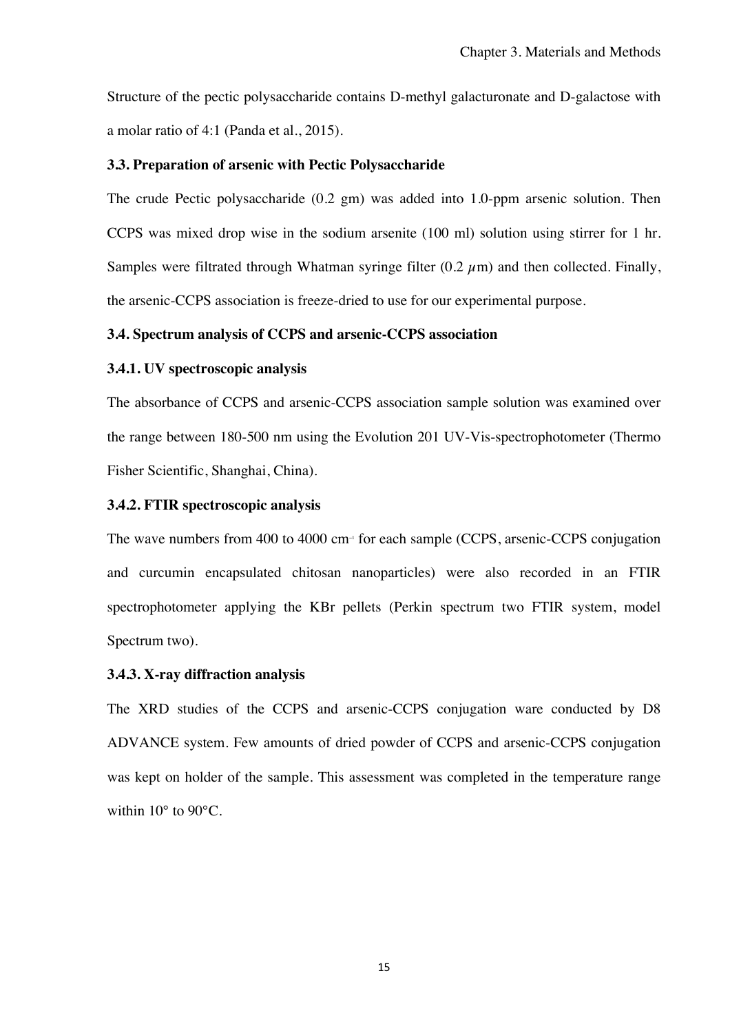Structure of the pectic polysaccharide contains D-methyl galacturonate and D-galactose with a molar ratio of 4:1 (Panda et al., 2015).

### 3.3. Preparation of arsenic with Pectic Polysaccharide

The crude Pectic polysaccharide (0.2 gm) was added into 1.0-ppm arsenic solution. Then CCPS was mixed drop wise in the sodium arsenite (100 ml) solution using stirrer for 1 hr. Samples were filtrated through Whatman syringe filter (0.2 $\mu$m) and then collected. Finally, the arsenic-CCPS association is freeze-dried to use for our experimental purpose.

### 3.4. Spectrum analysis of CCPS and arsenic-CCPS association

#### 3.4.1. UV spectroscopic analysis

The absorbance of CCPS and arsenic-CCPS association sample solution was examined over the range between 180-500 nm using the Evolution 201 UV-Vis-spectrophotometer (Thermo Fisher Scientific, Shanghai, China).

#### 3.4.2. FTIR spectroscopic analysis

The wave numbers from 400 to 4000 $cm^{-1}$ for each sample (CCPS, arsenic-CCPS conjugation and curcumin encapsulated chitosan nanoparticles) were also recorded in an FTIR spectrophotometer applying the KBr pellets (Perkin spectrum two FTIR system, model Spectrum two).

#### 3.4.3. X-ray diffraction analysis

The XRD studies of the CCPS and arsenic-CCPS conjugation ware conducted by D8 ADVANCE system. Few amounts of dried powder of CCPS and arsenic-CCPS conjugation was kept on holder of the sample. This assessment was completed in the temperature range within 10° to 90°C.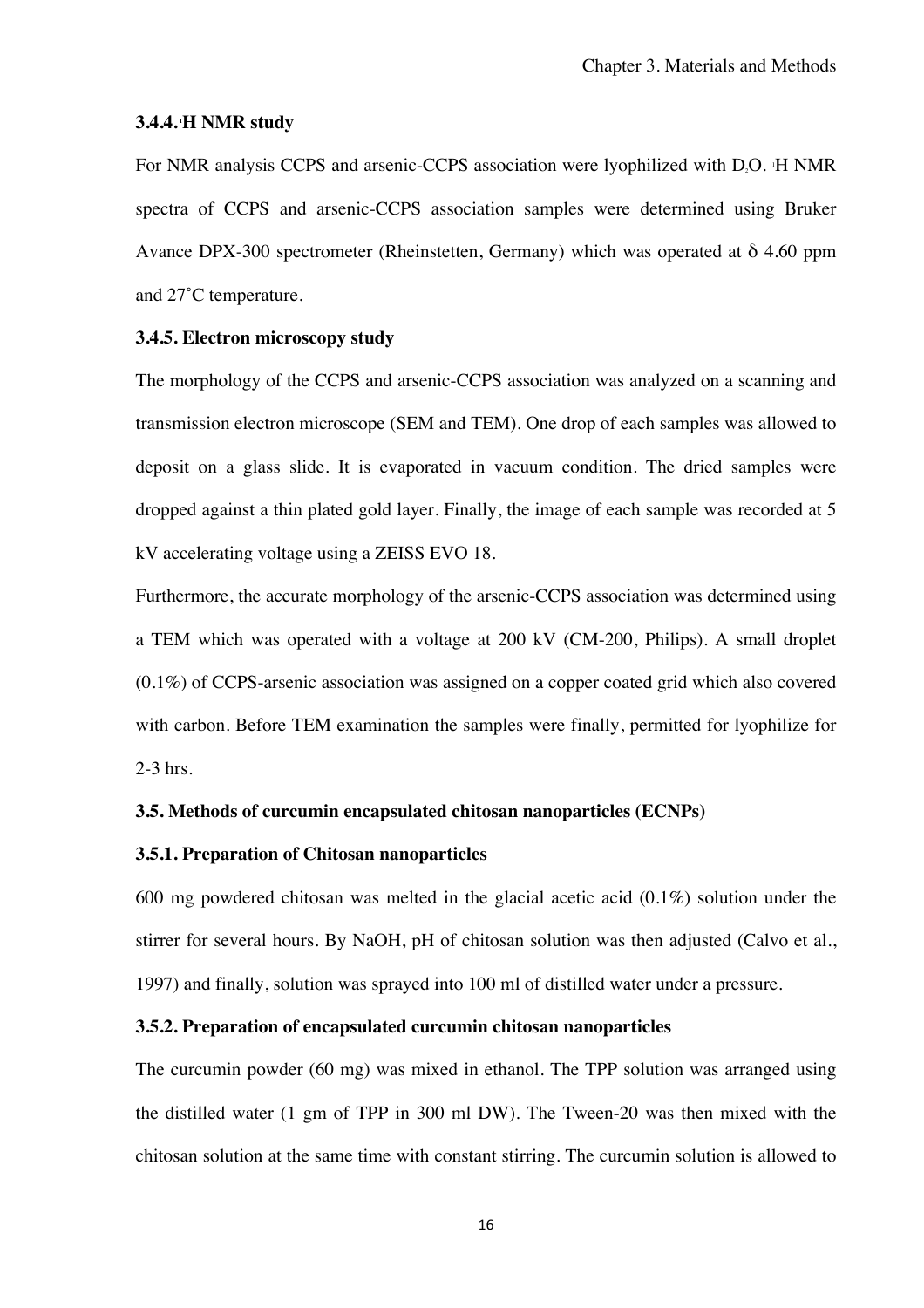### 3.4.4. $^1$H NMR study

For NMR analysis CCPS and arsenic-CCPS association were lyophilized with $D_2O$. $^1$H NMR spectra of CCPS and arsenic-CCPS association samples were determined using Bruker Avance DPX-300 spectrometer (Rheinstetten, Germany) which was operated at $\delta$ 4.60 ppm and 27˚C temperature.

### 3.4.5. Electron microscopy study

The morphology of the CCPS and arsenic-CCPS association was analyzed on a scanning and transmission electron microscope (SEM and TEM). One drop of each samples was allowed to deposit on a glass slide. It is evaporated in vacuum condition. The dried samples were dropped against a thin plated gold layer. Finally, the image of each sample was recorded at 5 kV accelerating voltage using a ZEISS EVO 18.

Furthermore, the accurate morphology of the arsenic-CCPS association was determined using a TEM which was operated with a voltage at 200 kV (CM-200, Philips). A small droplet (0.1%) of CCPS-arsenic association was assigned on a copper coated grid which also covered with carbon. Before TEM examination the samples were finally, permitted for lyophilize for 2-3 hrs.

## 3.5. Methods of curcumin encapsulated chitosan nanoparticles (ECNPs)

### 3.5.1. Preparation of Chitosan nanoparticles

600 mg powdered chitosan was melted in the glacial acetic acid (0.1%) solution under the stirrer for several hours. By NaOH, pH of chitosan solution was then adjusted (Calvo et al., 1997) and finally, solution was sprayed into 100 ml of distilled water under a pressure.

### 3.5.2. Preparation of encapsulated curcumin chitosan nanoparticles

The curcumin powder (60 mg) was mixed in ethanol. The TPP solution was arranged using the distilled water (1 gm of TPP in 300 ml DW). The Tween-20 was then mixed with the chitosan solution at the same time with constant stirring. The curcumin solution is allowed to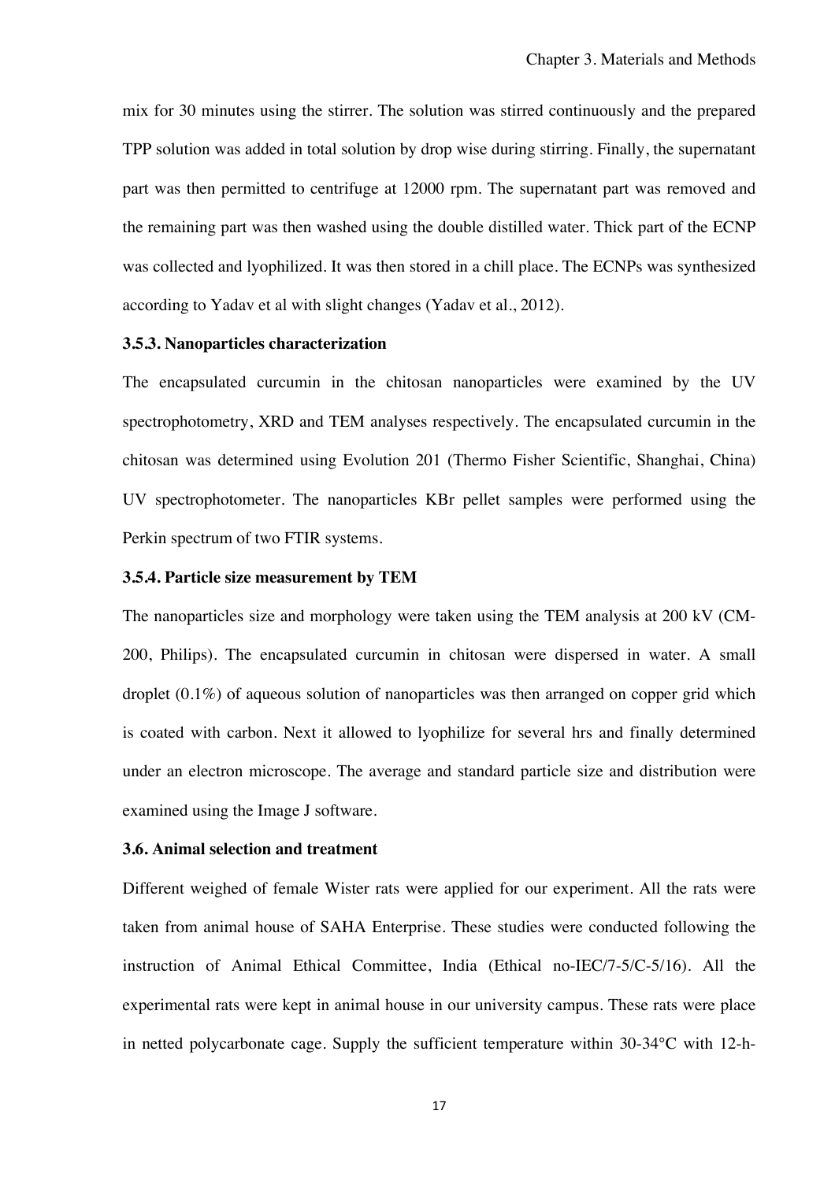mix for 30 minutes using the stirrer. The solution was stirred continuously and the prepared TPP solution was added in total solution by drop wise during stirring. Finally, the supernatant part was then permitted to centrifuge at 12000 rpm. The supernatant part was removed and the remaining part was then washed using the double distilled water. Thick part of the ECNP was collected and lyophilized. It was then stored in a chill place. The ECNPs was synthesized according to Yadav et al with slight changes (Yadav et al., 2012).

### 3.5.3. Nanoparticles characterization

The encapsulated curcumin in the chitosan nanoparticles were examined by the UV spectrophotometry, XRD and TEM analyses respectively. The encapsulated curcumin in the chitosan was determined using Evolution 201 (Thermo Fisher Scientific, Shanghai, China) UV spectrophotometer. The nanoparticles KBr pellet samples were performed using the Perkin spectrum of two FTIR systems.

### 3.5.4. Particle size measurement by TEM

The nanoparticles size and morphology were taken using the TEM analysis at 200 kV (CM-200, Philips). The encapsulated curcumin in chitosan were dispersed in water. A small droplet (0.1%) of aqueous solution of nanoparticles was then arranged on copper grid which is coated with carbon. Next it allowed to lyophilize for several hrs and finally determined under an electron microscope. The average and standard particle size and distribution were examined using the Image J software.

### 3.6. Animal selection and treatment

Different weighed of female Wister rats were applied for our experiment. All the rats were taken from animal house of SAHA Enterprise. These studies were conducted following the instruction of Animal Ethical Committee, India (Ethical no-IEC/7-5/C-5/16). All the experimental rats were kept in animal house in our university campus. These rats were place in netted polycarbonate cage. Supply the sufficient temperature within 30-34°C with 12-h-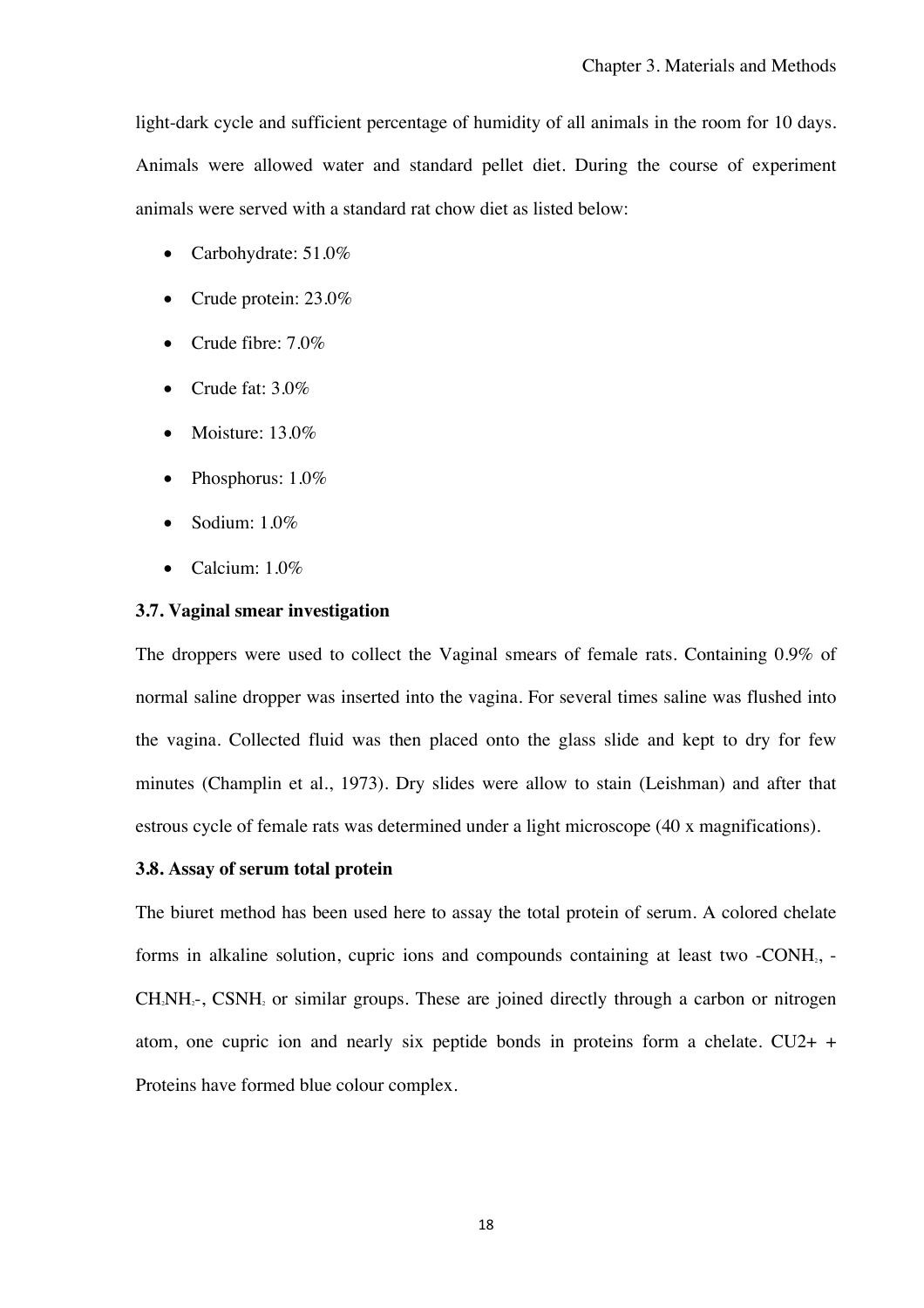light-dark cycle and sufficient percentage of humidity of all animals in the room for 10 days. Animals were allowed water and standard pellet diet. During the course of experiment animals were served with a standard rat chow diet as listed below:

- Carbohydrate: 51.0%
- Crude protein: 23.0%
- Crude fibre: 7.0%
- Crude fat: 3.0%
- Moisture: 13.0%
- Phosphorus: 1.0%
- Sodium: 1.0%
- Calcium: 1.0%

### 3.7. Vaginal smear investigation

The droppers were used to collect the Vaginal smears of female rats. Containing 0.9% of normal saline dropper was inserted into the vagina. For several times saline was flushed into the vagina. Collected fluid was then placed onto the glass slide and kept to dry for few minutes (Champlin et al., 1973). Dry slides were allow to stain (Leishman) and after that estrous cycle of female rats was determined under a light microscope (40 x magnifications).

### 3.8. Assay of serum total protein

The biuret method has been used here to assay the total protein of serum. A colored chelate forms in alkaline solution, cupric ions and compounds containing at least two $-CONH_2$, $-CH_2NH_2-$, $CSNH_2$ or similar groups. These are joined directly through a carbon or nitrogen atom, one cupric ion and nearly six peptide bonds in proteins form a chelate. CU2+ + Proteins have formed blue colour complex.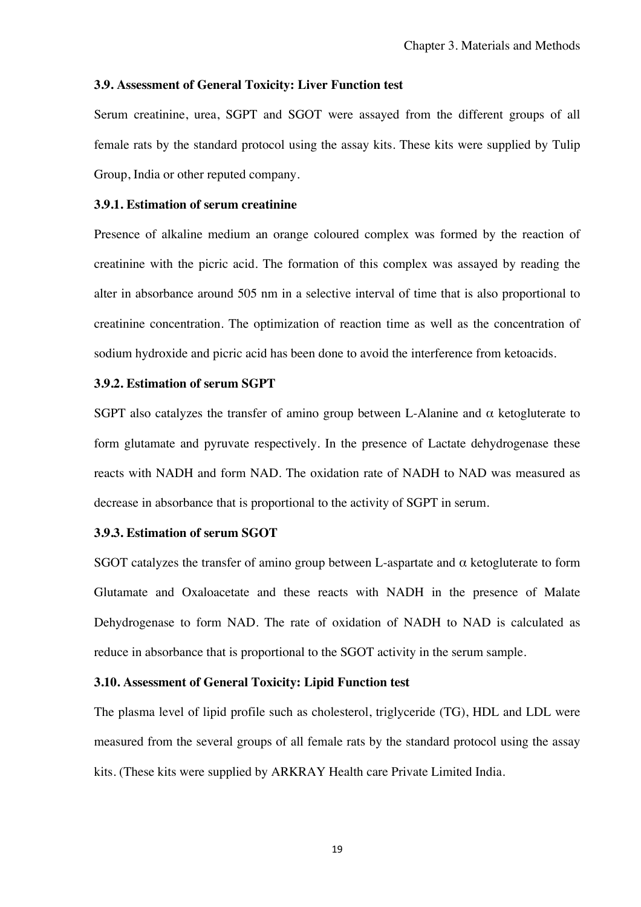### 3.9. Assessment of General Toxicity: Liver Function test

Serum creatinine, urea, SGPT and SGOT were assayed from the different groups of all female rats by the standard protocol using the assay kits. These kits were supplied by Tulip Group, India or other reputed company.

#### 3.9.1. Estimation of serum creatinine

Presence of alkaline medium an orange coloured complex was formed by the reaction of creatinine with the picric acid. The formation of this complex was assayed by reading the alter in absorbance around 505 nm in a selective interval of time that is also proportional to creatinine concentration. The optimization of reaction time as well as the concentration of sodium hydroxide and picric acid has been done to avoid the interference from ketoacids.

#### 3.9.2. Estimation of serum SGPT

SGPT also catalyzes the transfer of amino group between L-Alanine and $\alpha$ ketogluterate to form glutamate and pyruvate respectively. In the presence of Lactate dehydrogenase these reacts with NADH and form NAD. The oxidation rate of NADH to NAD was measured as decrease in absorbance that is proportional to the activity of SGPT in serum.

#### 3.9.3. Estimation of serum SGOT

SGOT catalyzes the transfer of amino group between L-aspartate and $\alpha$ ketogluterate to form Glutamate and Oxaloacetate and these reacts with NADH in the presence of Malate Dehydrogenase to form NAD. The rate of oxidation of NADH to NAD is calculated as reduce in absorbance that is proportional to the SGOT activity in the serum sample.

### 3.10. Assessment of General Toxicity: Lipid Function test

The plasma level of lipid profile such as cholesterol, triglyceride (TG), HDL and LDL were measured from the several groups of all female rats by the standard protocol using the assay kits. (These kits were supplied by ARKRAY Health care Private Limited India.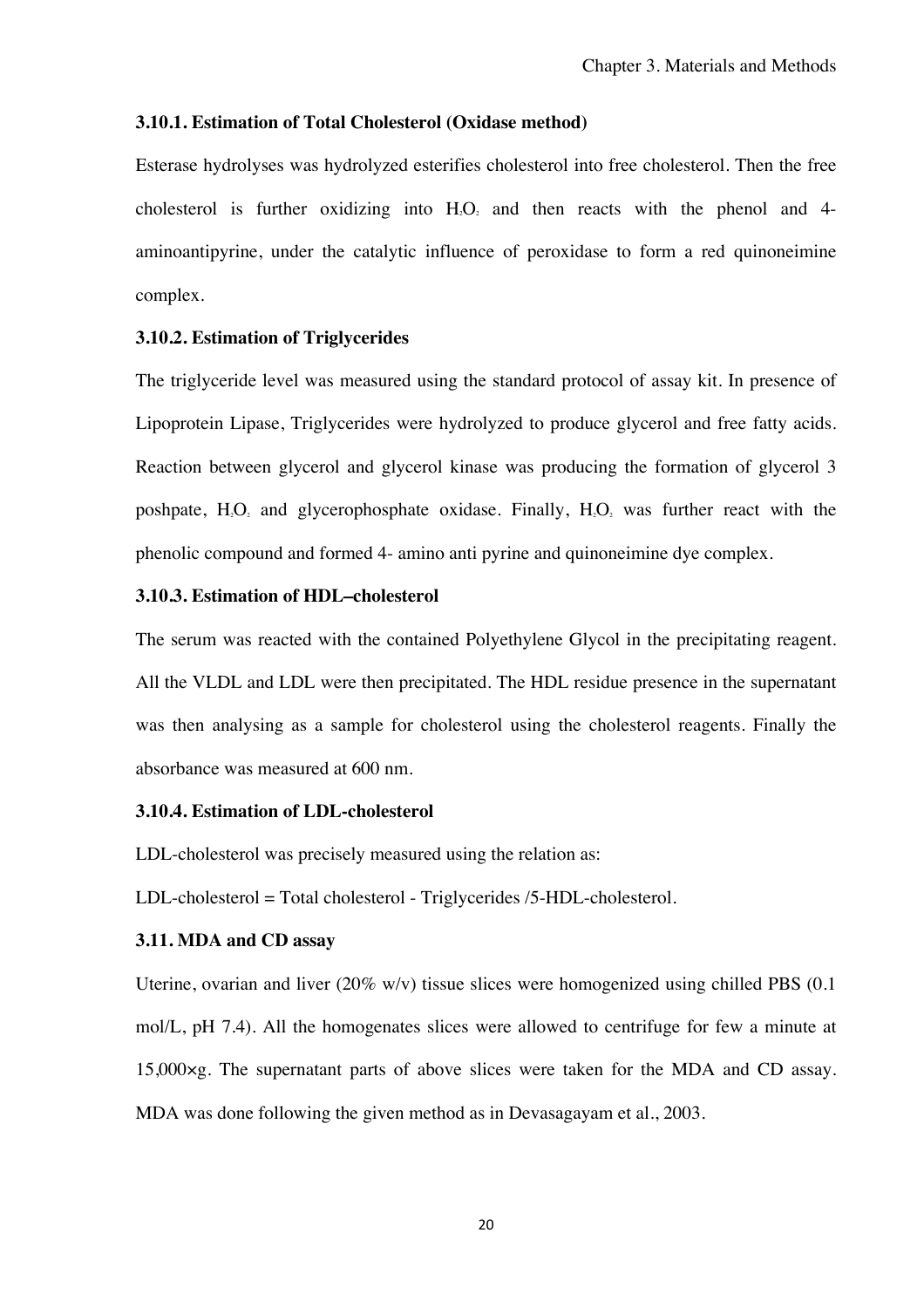### 3.10.1. Estimation of Total Cholesterol (Oxidase method)

Esterase hydrolyses was hydrolyzed esterifies cholesterol into free cholesterol. Then the free cholesterol is further oxidizing into $H_2O_2$ and then reacts with the phenol and 4-aminoantipyrine, under the catalytic influence of peroxidase to form a red quinoneimine complex.

### 3.10.2. Estimation of Triglycerides

The triglyceride level was measured using the standard protocol of assay kit. In presence of Lipoprotein Lipase, Triglycerides were hydrolyzed to produce glycerol and free fatty acids. Reaction between glycerol and glycerol kinase was producing the formation of glycerol 3 poshpate, $H_2O_2$ and glycerophosphate oxidase. Finally, $H_2O_2$ was further react with the phenolic compound and formed 4- amino anti pyrine and quinoneimine dye complex.

### 3.10.3. Estimation of HDL–cholesterol

The serum was reacted with the contained Polyethylene Glycol in the precipitating reagent. All the VLDL and LDL were then precipitated. The HDL residue presence in the supernatant was then analysing as a sample for cholesterol using the cholesterol reagents. Finally the absorbance was measured at 600 nm.

### 3.10.4. Estimation of LDL-cholesterol

LDL-cholesterol was precisely measured using the relation as:

LDL-cholesterol = Total cholesterol - Triglycerides /5-HDL-cholesterol.

### 3.11. MDA and CD assay

Uterine, ovarian and liver (20% w/v) tissue slices were homogenized using chilled PBS (0.1 mol/L, pH 7.4). All the homogenates slices were allowed to centrifuge for few a minute at 15,000×g. The supernatant parts of above slices were taken for the MDA and CD assay. MDA was done following the given method as in Devasagayam et al., 2003.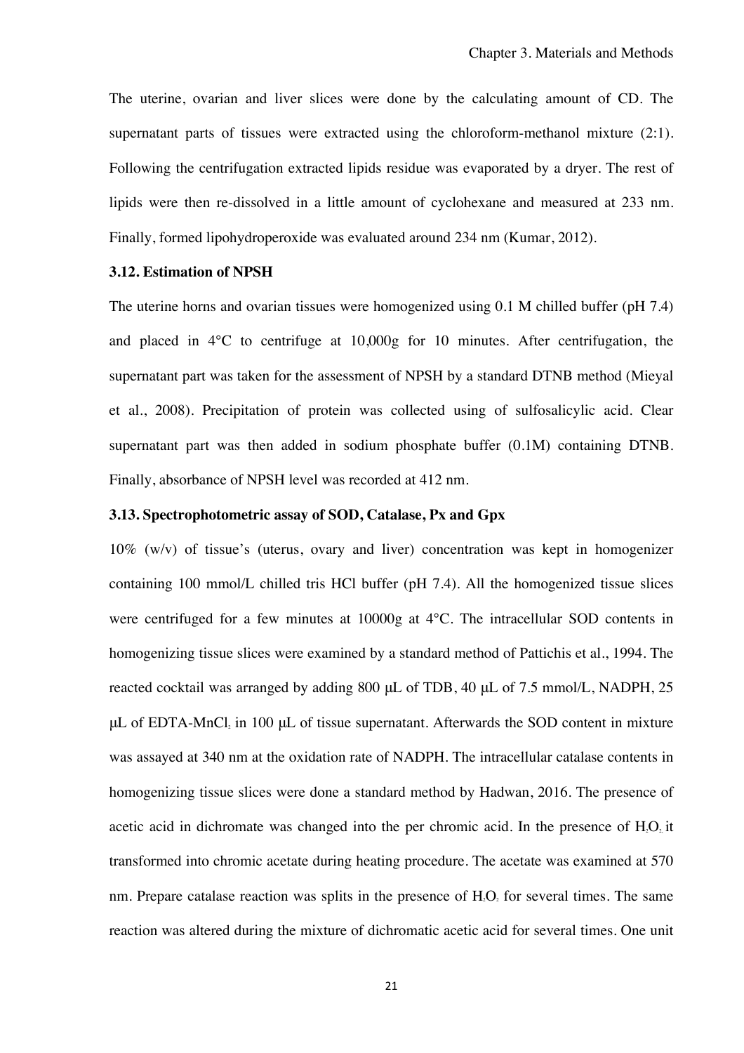The uterine, ovarian and liver slices were done by the calculating amount of CD. The supernatant parts of tissues were extracted using the chloroform-methanol mixture (2:1). Following the centrifugation extracted lipids residue was evaporated by a dryer. The rest of lipids were then re-dissolved in a little amount of cyclohexane and measured at 233 nm. Finally, formed lipohydroperoxide was evaluated around 234 nm (Kumar, 2012).

### 3.12. Estimation of NPSH

The uterine horns and ovarian tissues were homogenized using 0.1 M chilled buffer (pH 7.4) and placed in 4°C to centrifuge at 10,000g for 10 minutes. After centrifugation, the supernatant part was taken for the assessment of NPSH by a standard DTNB method (Mieyal et al., 2008). Precipitation of protein was collected using of sulfosalicylic acid. Clear supernatant part was then added in sodium phosphate buffer (0.1M) containing DTNB. Finally, absorbance of NPSH level was recorded at 412 nm.

### 3.13. Spectrophotometric assay of SOD, Catalase, Px and Gpx

10% (w/v) of tissue's (uterus, ovary and liver) concentration was kept in homogenizer containing 100 mmol/L chilled tris HCl buffer (pH 7.4). All the homogenized tissue slices were centrifuged for a few minutes at 10000g at 4°C. The intracellular SOD contents in homogenizing tissue slices were examined by a standard method of Pattichis et al., 1994. The reacted cocktail was arranged by adding 800 μL of TDB, 40 μL of 7.5 mmol/L, NADPH, 25 μL of EDTA-$MnCl_2$ in 100 μL of tissue supernatant. Afterwards the SOD content in mixture was assayed at 340 nm at the oxidation rate of NADPH. The intracellular catalase contents in homogenizing tissue slices were done a standard method by Hadwan, 2016. The presence of acetic acid in dichromate was changed into the per chromic acid. In the presence of $H_2O_2$ it transformed into chromic acetate during heating procedure. The acetate was examined at 570 nm. Prepare catalase reaction was splits in the presence of $H_2O_2$ for several times. The same reaction was altered during the mixture of dichromatic acetic acid for several times. One unit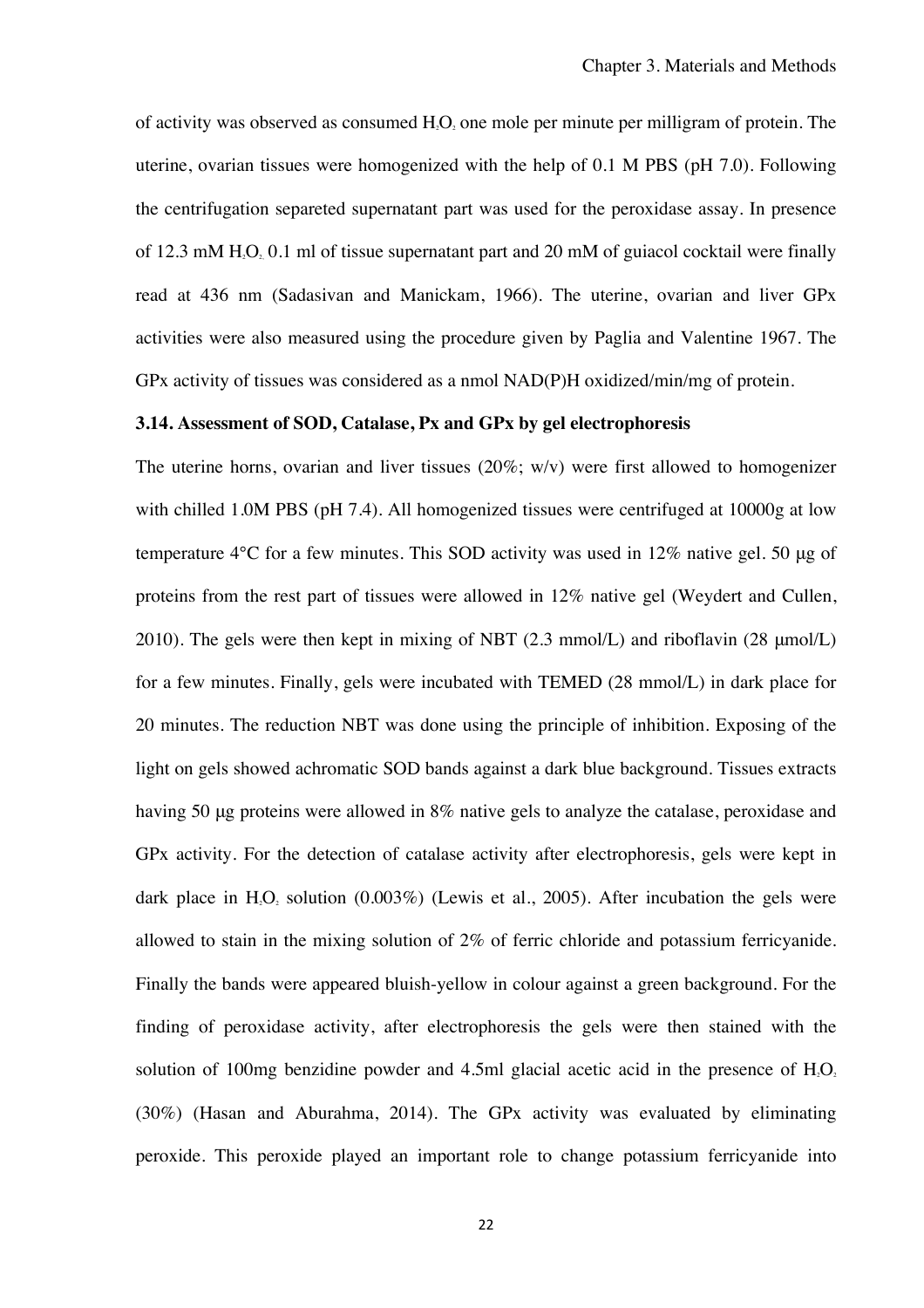of activity was observed as consumed $H_2O_2$ one mole per minute per milligram of protein. The uterine, ovarian tissues were homogenized with the help of 0.1 M PBS (pH 7.0). Following the centrifugation separeted supernatant part was used for the peroxidase assay. In presence of 12.3 mM $H_2O_2$ 0.1 ml of tissue supernatant part and 20 mM of guiacol cocktail were finally read at 436 nm (Sadasivan and Manickam, 1966). The uterine, ovarian and liver GPx activities were also measured using the procedure given by Paglia and Valentine 1967. The GPx activity of tissues was considered as a nmol NAD(P)H oxidized/min/mg of protein.

### 3.14. Assessment of SOD, Catalase, Px and GPx by gel electrophoresis

The uterine horns, ovarian and liver tissues (20%; w/v) were first allowed to homogenizer with chilled 1.0M PBS (pH 7.4). All homogenized tissues were centrifuged at 10000g at low temperature 4°C for a few minutes. This SOD activity was used in 12% native gel. 50 μg of proteins from the rest part of tissues were allowed in 12% native gel (Weydert and Cullen, 2010). The gels were then kept in mixing of NBT (2.3 mmol/L) and riboflavin (28 μmol/L) for a few minutes. Finally, gels were incubated with TEMED (28 mmol/L) in dark place for 20 minutes. The reduction NBT was done using the principle of inhibition. Exposing of the light on gels showed achromatic SOD bands against a dark blue background. Tissues extracts having 50 μg proteins were allowed in 8% native gels to analyze the catalase, peroxidase and GPx activity. For the detection of catalase activity after electrophoresis, gels were kept in dark place in $H_2O_2$ solution (0.003%) (Lewis et al., 2005). After incubation the gels were allowed to stain in the mixing solution of 2% of ferric chloride and potassium ferricyanide. Finally the bands were appeared bluish-yellow in colour against a green background. For the finding of peroxidase activity, after electrophoresis the gels were then stained with the solution of 100mg benzidine powder and 4.5ml glacial acetic acid in the presence of $H_2O_2$ (30%) (Hasan and Aburahma, 2014). The GPx activity was evaluated by eliminating peroxide. This peroxide played an important role to change potassium ferricyanide into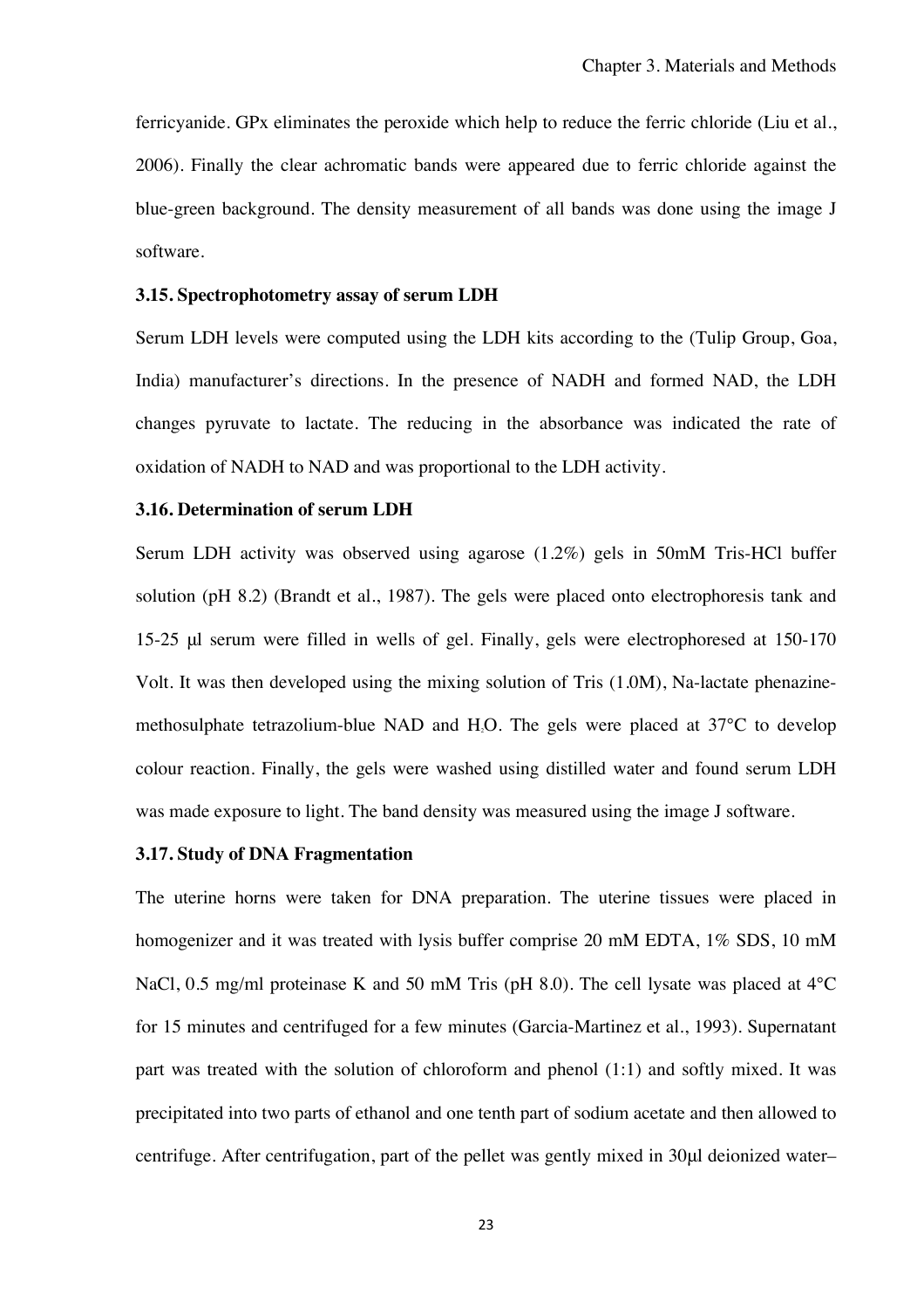ferricyanide. GPx eliminates the peroxide which help to reduce the ferric chloride (Liu et al., 2006). Finally the clear achromatic bands were appeared due to ferric chloride against the blue-green background. The density measurement of all bands was done using the image J software.

### 3.15. Spectrophotometry assay of serum LDH

Serum LDH levels were computed using the LDH kits according to the (Tulip Group, Goa, India) manufacturer's directions. In the presence of NADH and formed NAD, the LDH changes pyruvate to lactate. The reducing in the absorbance was indicated the rate of oxidation of NADH to NAD and was proportional to the LDH activity.

### 3.16. Determination of serum LDH

Serum LDH activity was observed using agarose (1.2%) gels in 50mM Tris-HCl buffer solution (pH 8.2) (Brandt et al., 1987). The gels were placed onto electrophoresis tank and 15-25 µl serum were filled in wells of gel. Finally, gels were electrophoresed at 150-170 Volt. It was then developed using the mixing solution of Tris (1.0M), Na-lactate phenazine-methosulphate tetrazolium-blue NAD and $H_2O$. The gels were placed at 37°C to develop colour reaction. Finally, the gels were washed using distilled water and found serum LDH was made exposure to light. The band density was measured using the image J software.

### 3.17. Study of DNA Fragmentation

The uterine horns were taken for DNA preparation. The uterine tissues were placed in homogenizer and it was treated with lysis buffer comprise 20 mM EDTA, 1% SDS, 10 mM NaCl, 0.5 mg/ml proteinase K and 50 mM Tris (pH 8.0). The cell lysate was placed at 4°C for 15 minutes and centrifuged for a few minutes (Garcia-Martinez et al., 1993). Supernatant part was treated with the solution of chloroform and phenol (1:1) and softly mixed. It was precipitated into two parts of ethanol and one tenth part of sodium acetate and then allowed to centrifuge. After centrifugation, part of the pellet was gently mixed in 30µl deionized water–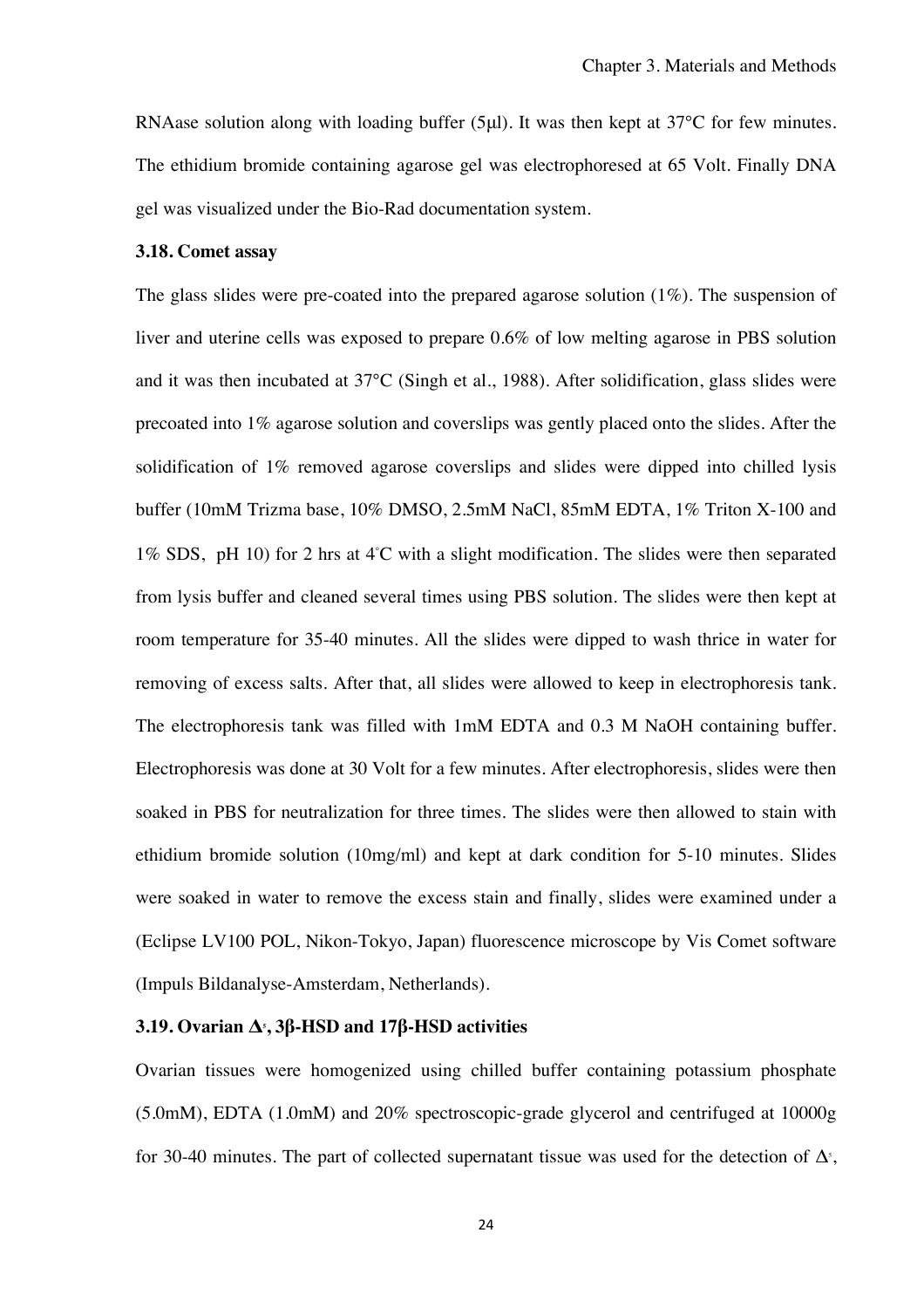RNAase solution along with loading buffer (5μl). It was then kept at 37°C for few minutes. The ethidium bromide containing agarose gel was electrophoresed at 65 Volt. Finally DNA gel was visualized under the Bio-Rad documentation system.

### 3.18. Comet assay

The glass slides were pre-coated into the prepared agarose solution (1%). The suspension of liver and uterine cells was exposed to prepare 0.6% of low melting agarose in PBS solution and it was then incubated at 37°C (Singh et al., 1988). After solidification, glass slides were precoated into 1% agarose solution and coverslips was gently placed onto the slides. After the solidification of 1% removed agarose coverslips and slides were dipped into chilled lysis buffer (10mM Trizma base, 10% DMSO, 2.5mM NaCl, 85mM EDTA, 1% Triton X-100 and 1% SDS, pH 10) for 2 hrs at 4°C with a slight modification. The slides were then separated from lysis buffer and cleaned several times using PBS solution. The slides were then kept at room temperature for 35-40 minutes. All the slides were dipped to wash thrice in water for removing of excess salts. After that, all slides were allowed to keep in electrophoresis tank. The electrophoresis tank was filled with 1mM EDTA and 0.3 M NaOH containing buffer. Electrophoresis was done at 30 Volt for a few minutes. After electrophoresis, slides were then soaked in PBS for neutralization for three times. The slides were then allowed to stain with ethidium bromide solution (10mg/ml) and kept at dark condition for 5-10 minutes. Slides were soaked in water to remove the excess stain and finally, slides were examined under a (Eclipse LV100 POL, Nikon-Tokyo, Japan) fluorescence microscope by Vis Comet software (Impuls Bildanalyse-Amsterdam, Netherlands).

### 3.19. Ovarian $\Delta^5$, 3β-HSD and 17β-HSD activities

Ovarian tissues were homogenized using chilled buffer containing potassium phosphate (5.0mM), EDTA (1.0mM) and 20% spectroscopic-grade glycerol and centrifuged at 10000g for 30-40 minutes. The part of collected supernatant tissue was used for the detection of $\Delta^5$,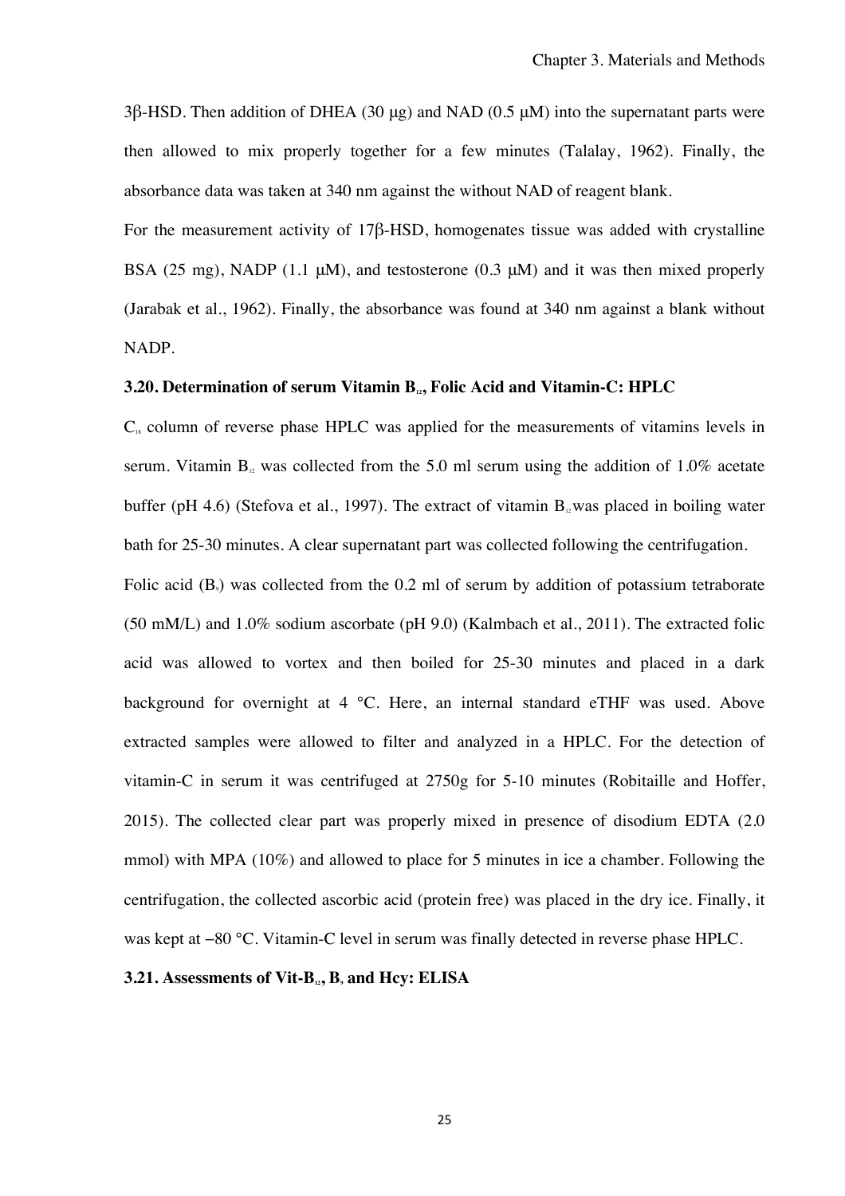3β-HSD. Then addition of DHEA (30 μg) and NAD (0.5 μM) into the supernatant parts were then allowed to mix properly together for a few minutes (Talalay, 1962). Finally, the absorbance data was taken at 340 nm against the without NAD of reagent blank.

For the measurement activity of 17β-HSD, homogenates tissue was added with crystalline BSA (25 mg), NADP (1.1 μM), and testosterone (0.3 μM) and it was then mixed properly (Jarabak et al., 1962). Finally, the absorbance was found at 340 nm against a blank without NADP.

### 3.20. Determination of serum Vitamin $B_{12}$, Folic Acid and Vitamin-C: HPLC

$C_{18}$ column of reverse phase HPLC was applied for the measurements of vitamins levels in serum. Vitamin $B_{12}$ was collected from the 5.0 ml serum using the addition of 1.0% acetate buffer (pH 4.6) (Stefova et al., 1997). The extract of vitamin $B_{12}$ was placed in boiling water bath for 25-30 minutes. A clear supernatant part was collected following the centrifugation.

Folic acid ($B_9$) was collected from the 0.2 ml of serum by addition of potassium tetraborate (50 mM/L) and 1.0% sodium ascorbate (pH 9.0) (Kalmbach et al., 2011). The extracted folic acid was allowed to vortex and then boiled for 25-30 minutes and placed in a dark background for overnight at 4 °C. Here, an internal standard eTHF was used. Above extracted samples were allowed to filter and analyzed in a HPLC. For the detection of vitamin-C in serum it was centrifuged at 2750g for 5-10 minutes (Robitaille and Hoffer, 2015). The collected clear part was properly mixed in presence of disodium EDTA (2.0 mmol) with MPA (10%) and allowed to place for 5 minutes in ice a chamber. Following the centrifugation, the collected ascorbic acid (protein free) was placed in the dry ice. Finally, it was kept at −80 °C. Vitamin-C level in serum was finally detected in reverse phase HPLC.

### 3.21. Assessments of Vit-$B_{12}$, $B_9$ and Hcy: ELISA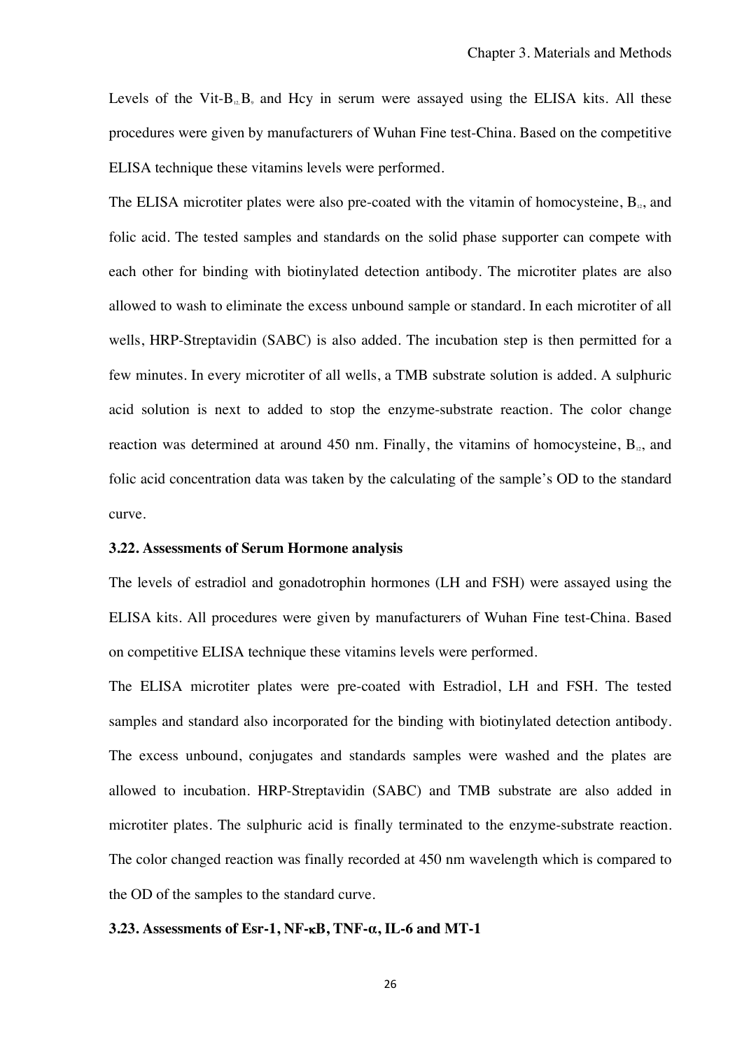Levels of the Vit-$B_{12}$ $B_9$ and Hcy in serum were assayed using the ELISA kits. All these procedures were given by manufacturers of Wuhan Fine test-China. Based on the competitive ELISA technique these vitamins levels were performed.

The ELISA microtiter plates were also pre-coated with the vitamin of homocysteine, $B_{12}$, and folic acid. The tested samples and standards on the solid phase supporter can compete with each other for binding with biotinylated detection antibody. The microtiter plates are also allowed to wash to eliminate the excess unbound sample or standard. In each microtiter of all wells, HRP-Streptavidin (SABC) is also added. The incubation step is then permitted for a few minutes. In every microtiter of all wells, a TMB substrate solution is added. A sulphuric acid solution is next to added to stop the enzyme-substrate reaction. The color change reaction was determined at around 450 nm. Finally, the vitamins of homocysteine, $B_{12}$, and folic acid concentration data was taken by the calculating of the sample's OD to the standard curve.

### 3.22. Assessments of Serum Hormone analysis

The levels of estradiol and gonadotrophin hormones (LH and FSH) were assayed using the ELISA kits. All procedures were given by manufacturers of Wuhan Fine test-China. Based on competitive ELISA technique these vitamins levels were performed.

The ELISA microtiter plates were pre-coated with Estradiol, LH and FSH. The tested samples and standard also incorporated for the binding with biotinylated detection antibody. The excess unbound, conjugates and standards samples were washed and the plates are allowed to incubation. HRP-Streptavidin (SABC) and TMB substrate are also added in microtiter plates. The sulphuric acid is finally terminated to the enzyme-substrate reaction. The color changed reaction was finally recorded at 450 nm wavelength which is compared to the OD of the samples to the standard curve.

### 3.23. Assessments of Esr-1, NF-κB, TNF-α, IL-6 and MT-1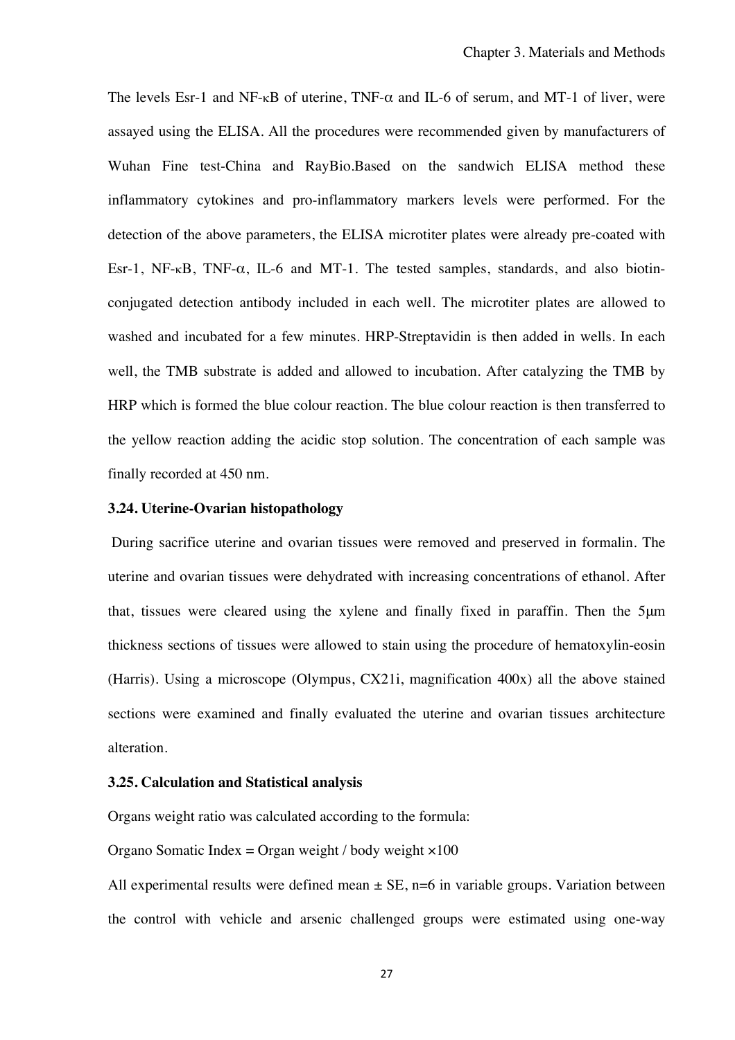The levels Esr-1 and NF-κB of uterine, TNF-α and IL-6 of serum, and MT-1 of liver, were assayed using the ELISA. All the procedures were recommended given by manufacturers of Wuhan Fine test-China and RayBio.Based on the sandwich ELISA method these inflammatory cytokines and pro-inflammatory markers levels were performed. For the detection of the above parameters, the ELISA microtiter plates were already pre-coated with Esr-1, NF-κB, TNF-α, IL-6 and MT-1. The tested samples, standards, and also biotin-conjugated detection antibody included in each well. The microtiter plates are allowed to washed and incubated for a few minutes. HRP-Streptavidin is then added in wells. In each well, the TMB substrate is added and allowed to incubation. After catalyzing the TMB by HRP which is formed the blue colour reaction. The blue colour reaction is then transferred to the yellow reaction adding the acidic stop solution. The concentration of each sample was finally recorded at 450 nm.

### 3.24. Uterine-Ovarian histopathology

During sacrifice uterine and ovarian tissues were removed and preserved in formalin. The uterine and ovarian tissues were dehydrated with increasing concentrations of ethanol. After that, tissues were cleared using the xylene and finally fixed in paraffin. Then the 5μm thickness sections of tissues were allowed to stain using the procedure of hematoxylin-eosin (Harris). Using a microscope (Olympus, CX21i, magnification 400x) all the above stained sections were examined and finally evaluated the uterine and ovarian tissues architecture alteration.

### 3.25. Calculation and Statistical analysis

Organs weight ratio was calculated according to the formula:

Organo Somatic Index = Organ weight / body weight ×100

All experimental results were defined mean ± SE, n=6 in variable groups. Variation between the control with vehicle and arsenic challenged groups were estimated using one-way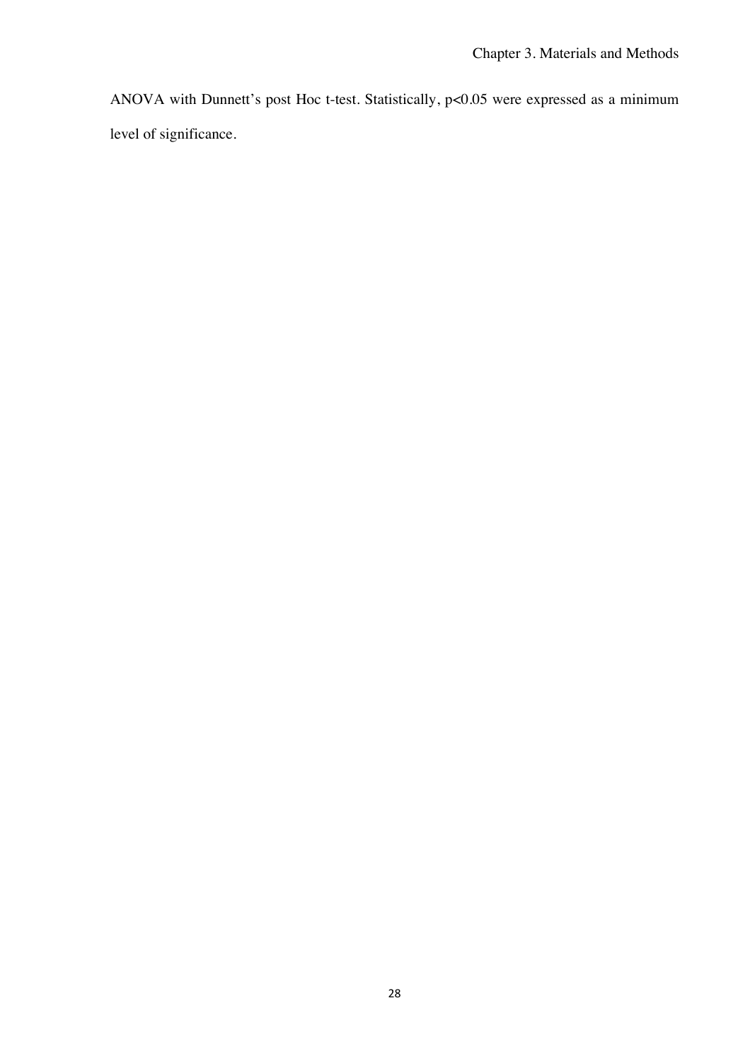ANOVA with Dunnett's post Hoc t-test. Statistically, $p<0.05$ were expressed as a minimum level of significance.